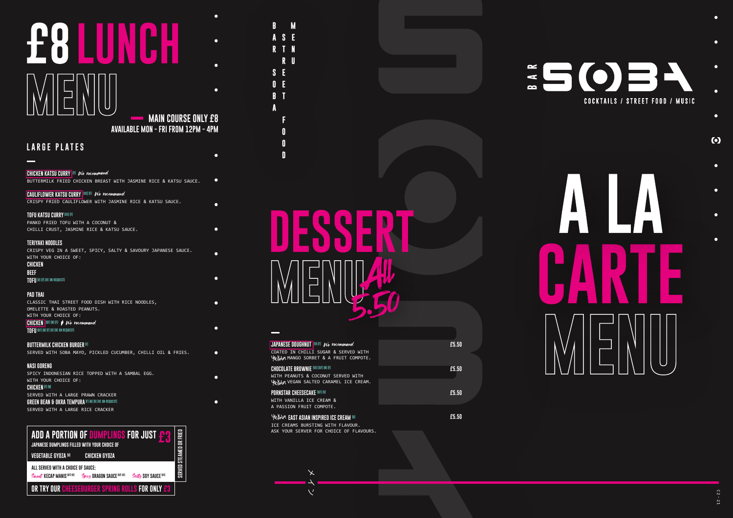# £8 LUNCH MENU

**MAIN COURSE ONLY £8**
**AVAILABLE MON - FRI FROM 12PM - 4PM**

## LARGE PLATES

**CHICKEN KATSU CURRY** (F) *We recommend*
BUTTERMILK FRIED CHICKEN BREAST WITH JASMINE RICE & KATSU SAUCE.

**CAULIFLOWER KATSU CURRY** (VE) (F) *We recommend*
CRISPY FRIED CAULIFLOWER WITH JASMINE RICE & KATSU SAUCE.

**TOFU KATSU CURRY** (VE) (F)
PANKO FRIED TOFU WITH A COCONUT & CHILLI CRUST, JASMINE RICE & KATSU SAUCE.

**TERIYAKI NOODLES**
CRISPY VEG IN A SWEET, SPICY, SALTY & SAVOURY JAPANESE SAUCE.
WITH YOUR CHOICE OF:
**CHICKEN**
**BEEF**
**TOFU** (V) (F) (VE ON REQUEST)

**PAD THAI**
CLASSIC THAI STREET FOOD DISH WITH RICE NOODLES, OMELETTE & ROASTED PEANUTS.
WITH YOUR CHOICE OF:
**CHICKEN** (GF) (N) (F) *We recommend*
**TOFU** (GF) (N) (F) (V) (VE ON REQUEST)

**BUTTERMILK CHICKEN BURGER** (F)
SERVED WITH SOBA MAYO, PICKLED CUCUMBER, CHILLI OIL & FRIES.

**NASI GORENG**
SPICY INDONESIAN RICE TOPPED WITH A SAMBAL EGG.
WITH YOUR CHOICE OF:
**CHICKEN** (F) (N)
SERVED WITH A LARGE PRAWN CRACKER
**GREEN BEAN & OKRA TEMPURA** (F) (N) (V) (VE ON REQUEST)
SERVED WITH A LARGE RICE CRACKER

**ADD A PORTION OF DUMPLINGS FOR JUST £3**
JAPANESE DUMPLINGS FILLED WITH YOUR CHOICE OF
**VEGETABLE GYOZA** (V) **CHICKEN GYOZA**
ALL SERVED WITH A CHOICE OF SAUCE:
*Sweet* KECAP MANIS (GF) (VE) *Spicy* DRAGON SAUCE (GF) (VE) *Salty* SOY SAUCE (VE)
SERVED STEAMED OR FRIED

**OR TRY OUR CHEESEBURGER SPRING ROLLS FOR ONLY £3**

BAR SOBA STREET FOOD MENU

# DESSERT MENU

*All 5.50*

**JAPANESE DOUGHNUT** (VE) (F) *We recommend* — £5.50
COATED IN CHILLI SUGAR & SERVED WITH *Yee Kwan* MANGO SORBET & A FRUIT COMPOTE.

**CHOCOLATE BROWNIE** (VE) (GF) (N) (F) — £5.50
WITH PEANUTS & COCONUT SERVED WITH *Yee Kwan* VEGAN SALTED CARAMEL ICE CREAM.

**PORNSTAR CHEESECAKE** (GF) (V) — £5.50
WITH VANILLA ICE CREAM & A PASSION FRUIT COMPOTE.

*Yee Kwan* **EAST ASIAN INSPIRED ICE CREAM** (V) — £5.50
ICE CREAMS BURSTING WITH FLAVOUR.
ASK YOUR SERVER FOR CHOICE OF FLAVOURS.

BAR SOBA
COCKTAILS / STREET FOOD / MUSIC

# A LA CARTE MENU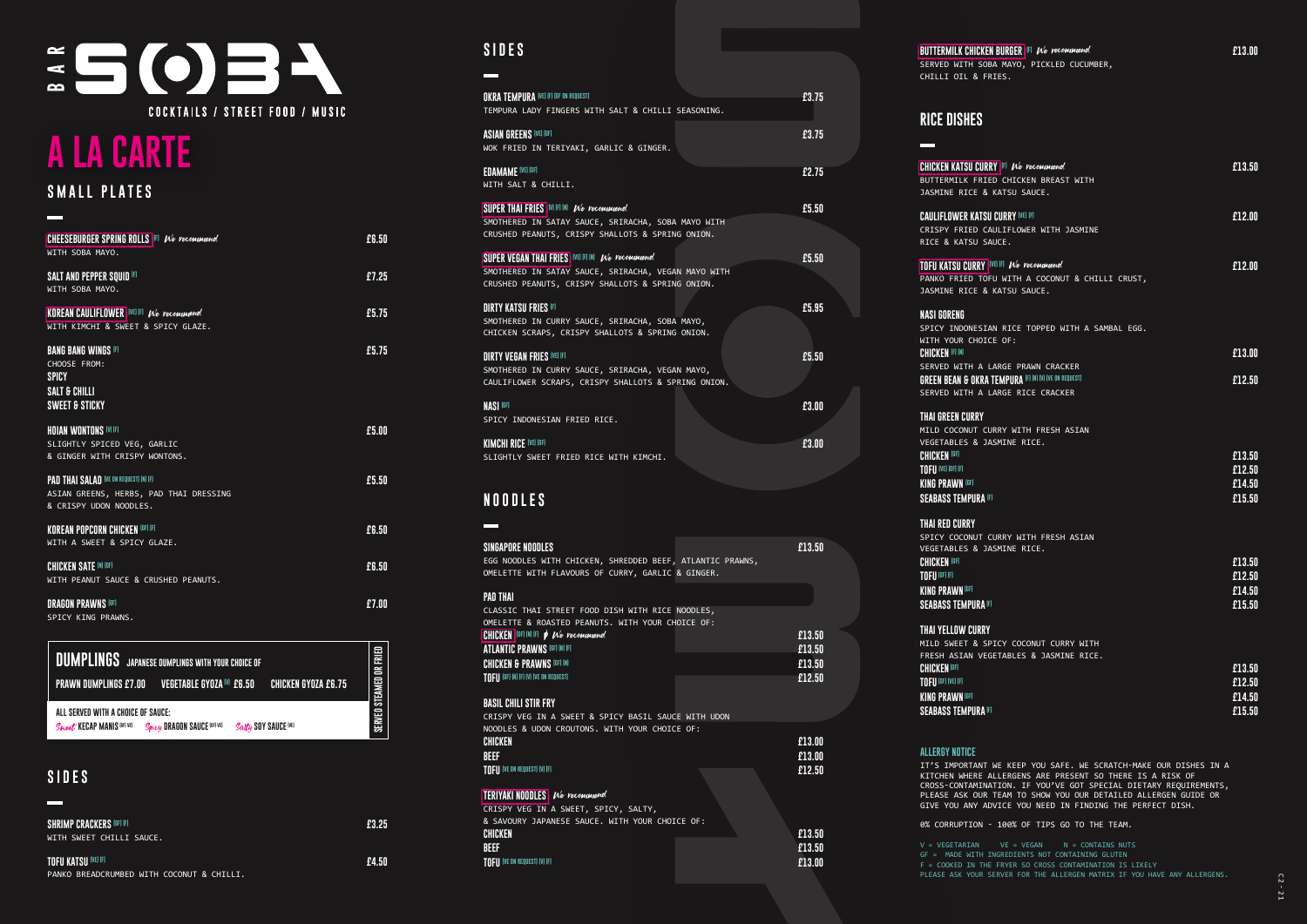# BAR SOBA

COCKTAILS / STREET FOOD / MUSIC

# A LA CARTE

## SMALL PLATES

**CHEESEBURGER SPRING ROLLS** (F) *We recommend* — £6.50
WITH SOBA MAYO.

**SALT AND PEPPER SQUID** (F) — £7.25
WITH SOBA MAYO.

**KOREAN CAULIFLOWER** (VE) (F) *We recommend* — £5.75
WITH KIMCHI & SWEET & SPICY GLAZE.

**BANG BANG WINGS** (F) — £5.75
CHOOSE FROM:
**SPICY**
**SALT & CHILLI**
**SWEET & STICKY**

**HOIAN WONTONS** (V) (F) — £5.00
SLIGHTLY SPICED VEG, GARLIC
& GINGER WITH CRISPY WONTONS.

**PAD THAI SALAD** (VE ON REQUEST) (N) (F) — £5.50
ASIAN GREENS, HERBS, PAD THAI DRESSING
& CRISPY UDON NOODLES.

**KOREAN POPCORN CHICKEN** (GF) (F) — £6.50
WITH A SWEET & SPICY GLAZE.

**CHICKEN SATE** (N) (GF) — £6.50
WITH PEANUT SAUCE & CRUSHED PEANUTS.

**DRAGON PRAWNS** (GF) — £7.00
SPICY KING PRAWNS.

### DUMPLINGS — JAPANESE DUMPLINGS WITH YOUR CHOICE OF

SERVED STEAMED OR FRIED

**PRAWN DUMPLINGS £7.00** — **VEGETABLE GYOZA** (V) **£6.50** — **CHICKEN GYOZA £6.75**

ALL SERVED WITH A CHOICE OF SAUCE:
*Sweet* KECAP MANIS (GF) (VE) — *Spicy* DRAGON SAUCE (GF) (VE) — *Salty* SOY SAUCE (VE)

## SIDES

**SHRIMP CRACKERS** (GF) (F) — £3.25
WITH SWEET CHILLI SAUCE.

**TOFU KATSU** (VE) (F) — £4.50
PANKO BREADCRUMBED WITH COCONUT & CHILLI.

## SIDES

**OKRA TEMPURA** (VE) (F) (GF ON REQUEST) — £3.75
TEMPURA LADY FINGERS WITH SALT & CHILLI SEASONING.

**ASIAN GREENS** (VE) (GF) — £3.75
WOK FRIED IN TERIYAKI, GARLIC & GINGER.

**EDAMAME** (VE) (GF) — £2.75
WITH SALT & CHILLI.

**SUPER THAI FRIES** (V) (F) (N) *We recommend* — £5.50
SMOTHERED IN SATAY SAUCE, SRIRACHA, SOBA MAYO WITH
CRUSHED PEANUTS, CRISPY SHALLOTS & SPRING ONION.

**SUPER VEGAN THAI FRIES** (VE) (F) (N) *We recommend* — £5.50
SMOTHERED IN SATAY SAUCE, SRIRACHA, VEGAN MAYO WITH
CRUSHED PEANUTS, CRISPY SHALLOTS & SPRING ONION.

**DIRTY KATSU FRIES** (F) — £5.95
SMOTHERED IN CURRY SAUCE, SRIRACHA, SOBA MAYO,
CHICKEN SCRAPS, CRISPY SHALLOTS & SPRING ONION.

**DIRTY VEGAN FRIES** (VE) (F) — £5.50
SMOTHERED IN CURRY SAUCE, SRIRACHA, VEGAN MAYO,
CAULIFLOWER SCRAPS, CRISPY SHALLOTS & SPRING ONION.

**NASI** (GF) — £3.00
SPICY INDONESIAN FRIED RICE.

**KIMCHI RICE** (VE) (GF) — £3.00
SLIGHTLY SWEET FRIED RICE WITH KIMCHI.

## NOODLES

**SINGAPORE NOODLES** — £13.50
EGG NOODLES WITH CHICKEN, SHREDDED BEEF, ATLANTIC PRAWNS,
OMELETTE WITH FLAVOURS OF CURRY, GARLIC & GINGER.

**PAD THAI**
CLASSIC THAI STREET FOOD DISH WITH RICE NOODLES,
OMELETTE & ROASTED PEANUTS. WITH YOUR CHOICE OF:

| | |
|---|---|
| **CHICKEN** (GF) (N) (F) *We recommend* | £13.50 |
| **ATLANTIC PRAWNS** (GF) (N) (F) | £13.50 |
| **CHICKEN & PRAWNS** (GF) (N) | £13.50 |
| **TOFU** (GF) (N) (F) (V) (VE ON REQUEST) | £12.50 |

**BASIL CHILI STIR FRY**
CRISPY VEG IN A SWEET & SPICY BASIL SAUCE WITH UDON
NOODLES & UDON CROUTONS. WITH YOUR CHOICE OF:

| | |
|---|---|
| **CHICKEN** | £13.00 |
| **BEEF** | £13.00 |
| **TOFU** (VE ON REQUEST) (V) (F) | £12.50 |

**TERIYAKI NOODLES** *We recommend*
CRISPY VEG IN A SWEET, SPICY, SALTY,
& SAVOURY JAPANESE SAUCE. WITH YOUR CHOICE OF:

| | |
|---|---|
| **CHICKEN** | £13.50 |
| **BEEF** | £13.50 |
| **TOFU** (VE ON REQUEST) (V) (F) | £13.00 |

**BUTTERMILK CHICKEN BURGER** (F) *We recommend* — £13.00
SERVED WITH SOBA MAYO, PICKLED CUCUMBER,
CHILLI OIL & FRIES.

## RICE DISHES

**CHICKEN KATSU CURRY** (F) *We recommend* — £13.50
BUTTERMILK FRIED CHICKEN BREAST WITH
JASMINE RICE & KATSU SAUCE.

**CAULIFLOWER KATSU CURRY** (VE) (F) — £12.00
CRISPY FRIED CAULIFLOWER WITH JASMINE
RICE & KATSU SAUCE.

**TOFU KATSU CURRY** (VE) (F) *We recommend* — £12.00
PANKO FRIED TOFU WITH A COCONUT & CHILLI CRUST,
JASMINE RICE & KATSU SAUCE.

**NASI GORENG**
SPICY INDONESIAN RICE TOPPED WITH A SAMBAL EGG.
WITH YOUR CHOICE OF:

**CHICKEN** (F) (N) — £13.00
SERVED WITH A LARGE PRAWN CRACKER

**GREEN BEAN & OKRA TEMPURA** (F) (N) (V) (VE ON REQUEST) — £12.50
SERVED WITH A LARGE RICE CRACKER

**THAI GREEN CURRY**
MILD COCONUT CURRY WITH FRESH ASIAN
VEGETABLES & JASMINE RICE.

| | |
|---|---|
| **CHICKEN** (GF) | £13.50 |
| **TOFU** (VE) (GF) (F) | £12.50 |
| **KING PRAWN** (GF) | £14.50 |
| **SEABASS TEMPURA** (F) | £15.50 |

**THAI RED CURRY**
SPICY COCONUT CURRY WITH FRESH ASIAN
VEGETABLES & JASMINE RICE.

| | |
|---|---|
| **CHICKEN** (GF) | £13.50 |
| **TOFU** (GF) (F) | £12.50 |
| **KING PRAWN** (GF) | £14.50 |
| **SEABASS TEMPURA** (F) | £15.50 |

**THAI YELLOW CURRY**
MILD SWEET & SPICY COCONUT CURRY WITH
FRESH ASIAN VEGETABLES & JASMINE RICE.

| | |
|---|---|
| **CHICKEN** (GF) | £13.50 |
| **TOFU** (GF) (VE) (F) | £12.50 |
| **KING PRAWN** (GF) | £14.50 |
| **SEABASS TEMPURA** (F) | £15.50 |

### ALLERGY NOTICE

IT'S IMPORTANT WE KEEP YOU SAFE. WE SCRATCH-MAKE OUR DISHES IN A KITCHEN WHERE ALLERGENS ARE PRESENT SO THERE IS A RISK OF CROSS-CONTAMINATION. IF YOU'VE GOT SPECIAL DIETARY REQUIREMENTS, PLEASE ASK OUR TEAM TO SHOW YOU OUR DETAILED ALLERGEN GUIDE OR GIVE YOU ANY ADVICE YOU NEED IN FINDING THE PERFECT DISH.

0% CORRUPTION - 100% OF TIPS GO TO THE TEAM.

V = VEGETARIAN  VE = VEGAN  N = CONTAINS NUTS
GF = MADE WITH INGREDIENTS NOT CONTAINING GLUTEN
F = COOKED IN THE FRYER SO CROSS CONTAMINATION IS LIKELY
PLEASE ASK YOUR SERVER FOR THE ALLERGEN MATRIX IF YOU HAVE ANY ALLERGENS.

C2-21